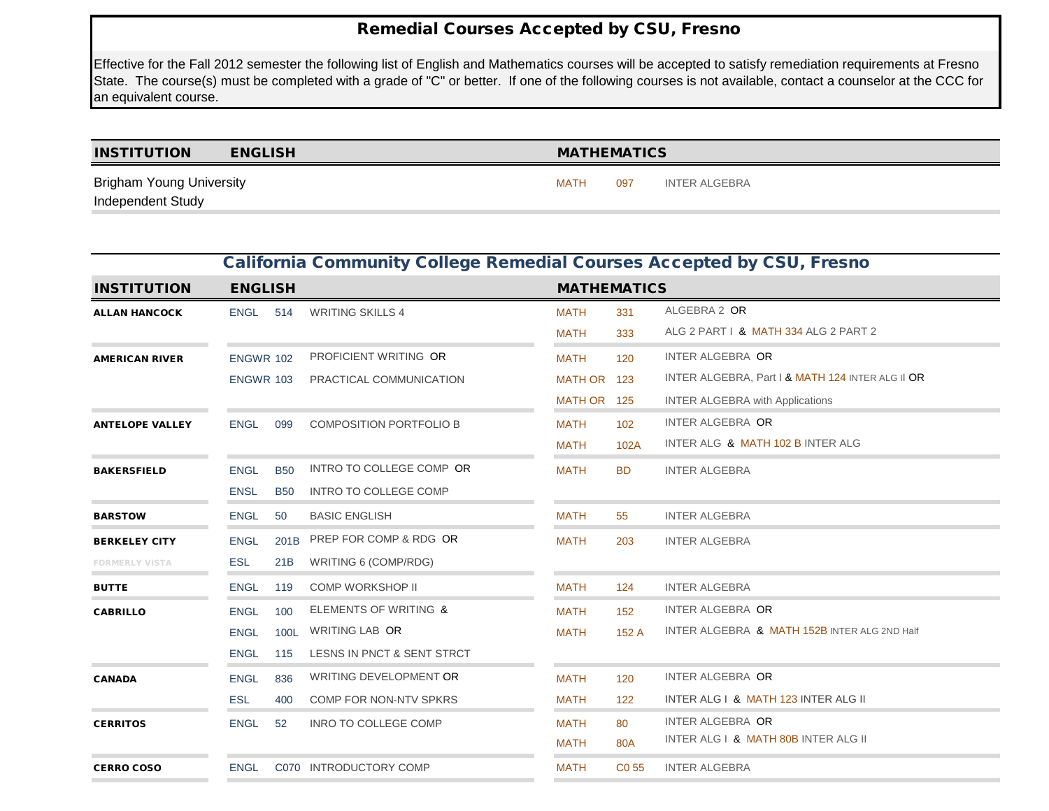# Remedial Courses Accepted by CSU, Fresno

Effective for the Fall 2012 semester the following list of English and Mathematics courses will be accepted to satisfy remediation requirements at Fresno State. The course(s) must be completed with a grade of "C" or better. If one of the following courses is not available, contact a counselor at the CCC for an equivalent course.

| INSTITUTION | ENGLISH | | | MATHEMATICS | | |
|---|---|---|---|---|---|---|
| Brigham Young University Independent Study | | | | MATH | 097 | INTER ALGEBRA |

## California Community College Remedial Courses Accepted by CSU, Fresno

| INSTITUTION | ENGLISH | | | MATHEMATICS | | |
|---|---|---|---|---|---|---|
| **ALLAN HANCOCK** | ENGL | 514 | WRITING SKILLS 4 | MATH | 331 | ALGEBRA 2 OR |
| | | | | MATH | 333 | ALG 2 PART I & MATH 334 ALG 2 PART 2 |
| **AMERICAN RIVER** | ENGWR | 102 | PROFICIENT WRITING OR | MATH | 120 | INTER ALGEBRA OR |
| | ENGWR | 103 | PRACTICAL COMMUNICATION | MATH OR | 123 | INTER ALGEBRA, Part I & MATH 124 INTER ALG II OR |
| | | | | MATH OR | 125 | INTER ALGEBRA with Applications |
| **ANTELOPE VALLEY** | ENGL | 099 | COMPOSITION PORTFOLIO B | MATH | 102 | INTER ALGEBRA OR |
| | | | | MATH | 102A | INTER ALG & MATH 102 B INTER ALG |
| **BAKERSFIELD** | ENGL | B50 | INTRO TO COLLEGE COMP OR | MATH | BD | INTER ALGEBRA |
| | ENSL | B50 | INTRO TO COLLEGE COMP | | | |
| **BARSTOW** | ENGL | 50 | BASIC ENGLISH | MATH | 55 | INTER ALGEBRA |
| **BERKELEY CITY** | ENGL | 201B | PREP FOR COMP & RDG OR | MATH | 203 | INTER ALGEBRA |
| FORMERLY VISTA | ESL | 21B | WRITING 6 (COMP/RDG) | | | |
| **BUTTE** | ENGL | 119 | COMP WORKSHOP II | MATH | 124 | INTER ALGEBRA |
| **CABRILLO** | ENGL | 100 | ELEMENTS OF WRITING & | MATH | 152 | INTER ALGEBRA OR |
| | ENGL | 100L | WRITING LAB OR | MATH | 152 A | INTER ALGEBRA & MATH 152B INTER ALG 2ND Half |
| | ENGL | 115 | LESNS IN PNCT & SENT STRCT | | | |
| **CANADA** | ENGL | 836 | WRITING DEVELOPMENT OR | MATH | 120 | INTER ALGEBRA OR |
| | ESL | 400 | COMP FOR NON-NTV SPKRS | MATH | 122 | INTER ALG I & MATH 123 INTER ALG II |
| **CERRITOS** | ENGL | 52 | INRO TO COLLEGE COMP | MATH | 80 | INTER ALGEBRA OR |
| | | | | MATH | 80A | INTER ALG I & MATH 80B INTER ALG II |
| **CERRO COSO** | ENGL | C070 | INTRODUCTORY COMP | MATH | C0 55 | INTER ALGEBRA |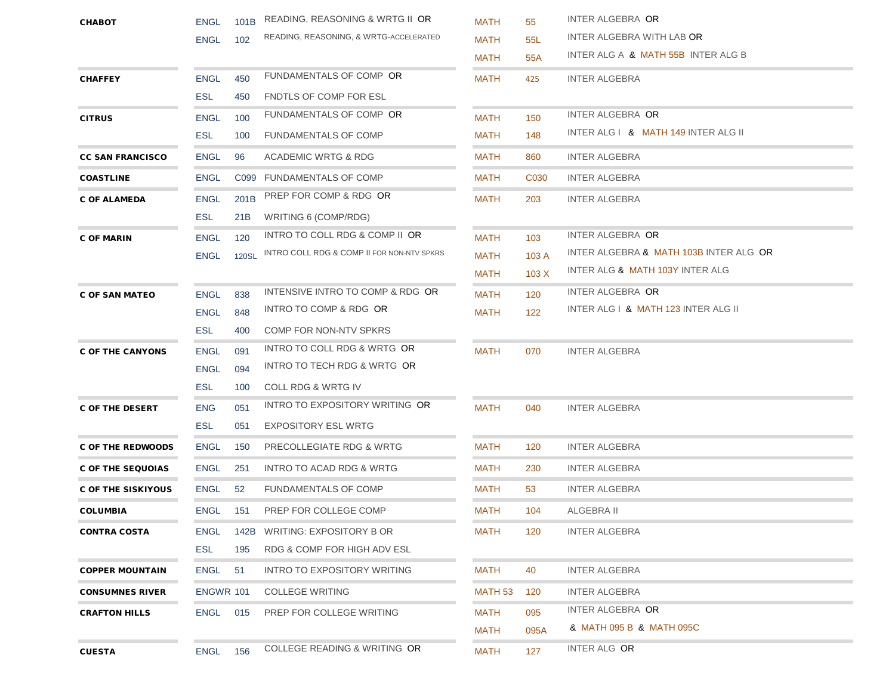| | | | | | | |
|---|---|---|---|---|---|---|
| **CHABOT** | ENGL | 101B | READING, REASONING & WRTG II OR | MATH | 55 | INTER ALGEBRA OR |
| | ENGL | 102 | READING, REASONING, & WRTG-ACCELERATED | MATH | 55L | INTER ALGEBRA WITH LAB OR |
| | | | | MATH | 55A | INTER ALG A & MATH 55B INTER ALG B |
| **CHAFFEY** | ENGL | 450 | FUNDAMENTALS OF COMP OR | MATH | 425 | INTER ALGEBRA |
| | ESL | 450 | FNDTLS OF COMP FOR ESL | | | |
| **CITRUS** | ENGL | 100 | FUNDAMENTALS OF COMP OR | MATH | 150 | INTER ALGEBRA OR |
| | ESL | 100 | FUNDAMENTALS OF COMP | MATH | 148 | INTER ALG I & MATH 149 INTER ALG II |
| **CC SAN FRANCISCO** | ENGL | 96 | ACADEMIC WRTG & RDG | MATH | 860 | INTER ALGEBRA |
| **COASTLINE** | ENGL | C099 | FUNDAMENTALS OF COMP | MATH | C030 | INTER ALGEBRA |
| **C OF ALAMEDA** | ENGL | 201B | PREP FOR COMP & RDG OR | MATH | 203 | INTER ALGEBRA |
| | ESL | 21B | WRITING 6 (COMP/RDG) | | | |
| **C OF MARIN** | ENGL | 120 | INTRO TO COLL RDG & COMP II OR | MATH | 103 | INTER ALGEBRA OR |
| | ENGL | 120SL | INTRO COLL RDG & COMP II FOR NON-NTV SPKRS | MATH | 103 A | INTER ALGEBRA & MATH 103B INTER ALG OR |
| | | | | MATH | 103 X | INTER ALG & MATH 103Y INTER ALG |
| **C OF SAN MATEO** | ENGL | 838 | INTENSIVE INTRO TO COMP & RDG OR | MATH | 120 | INTER ALGEBRA OR |
| | ENGL | 848 | INTRO TO COMP & RDG OR | MATH | 122 | INTER ALG I & MATH 123 INTER ALG II |
| | ESL | 400 | COMP FOR NON-NTV SPKRS | | | |
| **C OF THE CANYONS** | ENGL | 091 | INTRO TO COLL RDG & WRTG OR | MATH | 070 | INTER ALGEBRA |
| | ENGL | 094 | INTRO TO TECH RDG & WRTG OR | | | |
| | ESL | 100 | COLL RDG & WRTG IV | | | |
| **C OF THE DESERT** | ENG | 051 | INTRO TO EXPOSITORY WRITING OR | MATH | 040 | INTER ALGEBRA |
| | ESL | 051 | EXPOSITORY ESL WRTG | | | |
| **C OF THE REDWOODS** | ENGL | 150 | PRECOLLEGIATE RDG & WRTG | MATH | 120 | INTER ALGEBRA |
| **C OF THE SEQUOIAS** | ENGL | 251 | INTRO TO ACAD RDG & WRTG | MATH | 230 | INTER ALGEBRA |
| **C OF THE SISKIYOUS** | ENGL | 52 | FUNDAMENTALS OF COMP | MATH | 53 | INTER ALGEBRA |
| **COLUMBIA** | ENGL | 151 | PREP FOR COLLEGE COMP | MATH | 104 | ALGEBRA II |
| **CONTRA COSTA** | ENGL | 142B | WRITING: EXPOSITORY B OR | MATH | 120 | INTER ALGEBRA |
| | ESL | 195 | RDG & COMP FOR HIGH ADV ESL | | | |
| **COPPER MOUNTAIN** | ENGL | 51 | INTRO TO EXPOSITORY WRITING | MATH | 40 | INTER ALGEBRA |
| **CONSUMNES RIVER** | ENGWR | 101 | COLLEGE WRITING | MATH 53 | 120 | INTER ALGEBRA |
| **CRAFTON HILLS** | ENGL | 015 | PREP FOR COLLEGE WRITING | MATH | 095 | INTER ALGEBRA OR |
| | | | | MATH | 095A | & MATH 095 B & MATH 095C |
| **CUESTA** | ENGL | 156 | COLLEGE READING & WRITING OR | MATH | 127 | INTER ALG OR |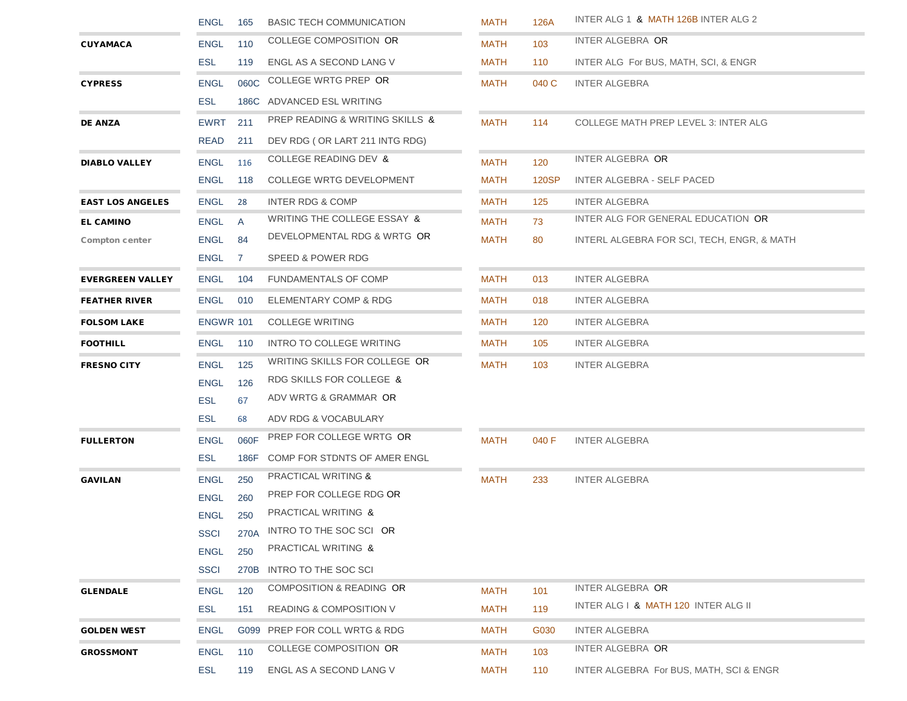| College | English Dept | English No. | English Course | Math Dept | Math No. | Math Course |
|---|---|---|---|---|---|---|
| | ENGL | 165 | BASIC TECH COMMUNICATION | MATH | 126A | INTER ALG 1 & MATH 126B INTER ALG 2 |
| CUYAMACA | ENGL | 110 | COLLEGE COMPOSITION OR | MATH | 103 | INTER ALGEBRA OR |
| | ESL | 119 | ENGL AS A SECOND LANG V | MATH | 110 | INTER ALG For BUS, MATH, SCI, & ENGR |
| CYPRESS | ENGL | 060C | COLLEGE WRTG PREP OR | MATH | 040 C | INTER ALGEBRA |
| | ESL | 186C | ADVANCED ESL WRITING | | | |
| DE ANZA | EWRT | 211 | PREP READING & WRITING SKILLS & | MATH | 114 | COLLEGE MATH PREP LEVEL 3: INTER ALG |
| | READ | 211 | DEV RDG ( OR LART 211 INTG RDG) | | | |
| DIABLO VALLEY | ENGL | 116 | COLLEGE READING DEV & | MATH | 120 | INTER ALGEBRA OR |
| | ENGL | 118 | COLLEGE WRTG DEVELOPMENT | MATH | 120SP | INTER ALGEBRA - SELF PACED |
| EAST LOS ANGELES | ENGL | 28 | INTER RDG & COMP | MATH | 125 | INTER ALGEBRA |
| EL CAMINO | ENGL | A | WRITING THE COLLEGE ESSAY & | MATH | 73 | INTER ALG FOR GENERAL EDUCATION OR |
| Compton center | ENGL | 84 | DEVELOPMENTAL RDG & WRTG OR | MATH | 80 | INTERL ALGEBRA FOR SCI, TECH, ENGR, & MATH |
| | ENGL | 7 | SPEED & POWER RDG | | | |
| EVERGREEN VALLEY | ENGL | 104 | FUNDAMENTALS OF COMP | MATH | 013 | INTER ALGEBRA |
| FEATHER RIVER | ENGL | 010 | ELEMENTARY COMP & RDG | MATH | 018 | INTER ALGEBRA |
| FOLSOM LAKE | ENGWR | 101 | COLLEGE WRITING | MATH | 120 | INTER ALGEBRA |
| FOOTHILL | ENGL | 110 | INTRO TO COLLEGE WRITING | MATH | 105 | INTER ALGEBRA |
| FRESNO CITY | ENGL | 125 | WRITING SKILLS FOR COLLEGE OR | MATH | 103 | INTER ALGEBRA |
| | ENGL | 126 | RDG SKILLS FOR COLLEGE & | | | |
| | ESL | 67 | ADV WRTG & GRAMMAR OR | | | |
| | ESL | 68 | ADV RDG & VOCABULARY | | | |
| FULLERTON | ENGL | 060F | PREP FOR COLLEGE WRTG OR | MATH | 040 F | INTER ALGEBRA |
| | ESL | 186F | COMP FOR STDNTS OF AMER ENGL | | | |
| GAVILAN | ENGL | 250 | PRACTICAL WRITING & | MATH | 233 | INTER ALGEBRA |
| | ENGL | 260 | PREP FOR COLLEGE RDG OR | | | |
| | ENGL | 250 | PRACTICAL WRITING & | | | |
| | SSCI | 270A | INTRO TO THE SOC SCI OR | | | |
| | ENGL | 250 | PRACTICAL WRITING & | | | |
| | SSCI | 270B | INTRO TO THE SOC SCI | | | |
| GLENDALE | ENGL | 120 | COMPOSITION & READING OR | MATH | 101 | INTER ALGEBRA OR |
| | ESL | 151 | READING & COMPOSITION V | MATH | 119 | INTER ALG I & MATH 120 INTER ALG II |
| GOLDEN WEST | ENGL | G099 | PREP FOR COLL WRTG & RDG | MATH | G030 | INTER ALGEBRA |
| GROSSMONT | ENGL | 110 | COLLEGE COMPOSITION OR | MATH | 103 | INTER ALGEBRA OR |
| | ESL | 119 | ENGL AS A SECOND LANG V | MATH | 110 | INTER ALGEBRA For BUS, MATH, SCI & ENGR |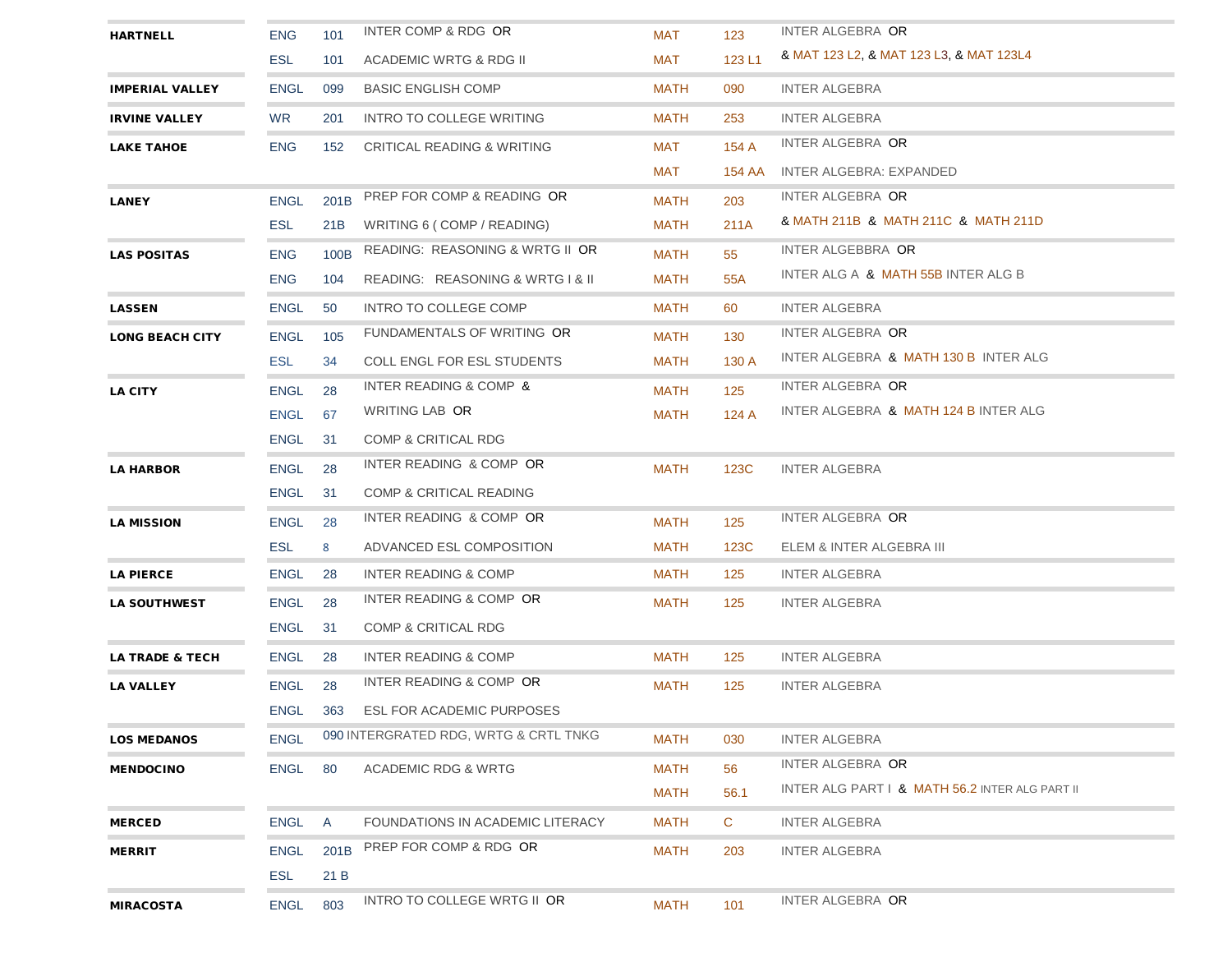| | | | | | | |
|---|---|---|---|---|---|---|
| **HARTNELL** | ENG | 101 | INTER COMP & RDG OR | MAT | 123 | INTER ALGEBRA OR |
| | ESL | 101 | ACADEMIC WRTG & RDG II | MAT | 123 L1 | & MAT 123 L2, & MAT 123 L3, & MAT 123L4 |
| **IMPERIAL VALLEY** | ENGL | 099 | BASIC ENGLISH COMP | MATH | 090 | INTER ALGEBRA |
| **IRVINE VALLEY** | WR | 201 | INTRO TO COLLEGE WRITING | MATH | 253 | INTER ALGEBRA |
| **LAKE TAHOE** | ENG | 152 | CRITICAL READING & WRITING | MAT | 154 A | INTER ALGEBRA OR |
| | | | | MAT | 154 AA | INTER ALGEBRA: EXPANDED |
| **LANEY** | ENGL | 201B | PREP FOR COMP & READING OR | MATH | 203 | INTER ALGEBRA OR |
| | ESL | 21B | WRITING 6 ( COMP / READING) | MATH | 211A | & MATH 211B & MATH 211C & MATH 211D |
| **LAS POSITAS** | ENG | 100B | READING: REASONING & WRTG II OR | MATH | 55 | INTER ALGEBBRA OR |
| | ENG | 104 | READING: REASONING & WRTG I & II | MATH | 55A | INTER ALG A & MATH 55B INTER ALG B |
| **LASSEN** | ENGL | 50 | INTRO TO COLLEGE COMP | MATH | 60 | INTER ALGEBRA |
| **LONG BEACH CITY** | ENGL | 105 | FUNDAMENTALS OF WRITING OR | MATH | 130 | INTER ALGEBRA OR |
| | ESL | 34 | COLL ENGL FOR ESL STUDENTS | MATH | 130 A | INTER ALGEBRA & MATH 130 B INTER ALG |
| **LA CITY** | ENGL | 28 | INTER READING & COMP & | MATH | 125 | INTER ALGEBRA OR |
| | ENGL | 67 | WRITING LAB OR | MATH | 124 A | INTER ALGEBRA & MATH 124 B INTER ALG |
| | ENGL | 31 | COMP & CRITICAL RDG | | | |
| **LA HARBOR** | ENGL | 28 | INTER READING & COMP OR | MATH | 123C | INTER ALGEBRA |
| | ENGL | 31 | COMP & CRITICAL READING | | | |
| **LA MISSION** | ENGL | 28 | INTER READING & COMP OR | MATH | 125 | INTER ALGEBRA OR |
| | ESL | 8 | ADVANCED ESL COMPOSITION | MATH | 123C | ELEM & INTER ALGEBRA III |
| **LA PIERCE** | ENGL | 28 | INTER READING & COMP | MATH | 125 | INTER ALGEBRA |
| **LA SOUTHWEST** | ENGL | 28 | INTER READING & COMP OR | MATH | 125 | INTER ALGEBRA |
| | ENGL | 31 | COMP & CRITICAL RDG | | | |
| **LA TRADE & TECH** | ENGL | 28 | INTER READING & COMP | MATH | 125 | INTER ALGEBRA |
| **LA VALLEY** | ENGL | 28 | INTER READING & COMP OR | MATH | 125 | INTER ALGEBRA |
| | ENGL | 363 | ESL FOR ACADEMIC PURPOSES | | | |
| **LOS MEDANOS** | ENGL | 090 | INTERGRATED RDG, WRTG & CRTL TNKG | MATH | 030 | INTER ALGEBRA |
| **MENDOCINO** | ENGL | 80 | ACADEMIC RDG & WRTG | MATH | 56 | INTER ALGEBRA OR |
| | | | | MATH | 56.1 | INTER ALG PART I & MATH 56.2 INTER ALG PART II |
| **MERCED** | ENGL | A | FOUNDATIONS IN ACADEMIC LITERACY | MATH | C | INTER ALGEBRA |
| **MERRIT** | ENGL | 201B | PREP FOR COMP & RDG OR | MATH | 203 | INTER ALGEBRA |
| | ESL | 21 B | | | | |
| **MIRACOSTA** | ENGL | 803 | INTRO TO COLLEGE WRTG II OR | MATH | 101 | INTER ALGEBRA OR |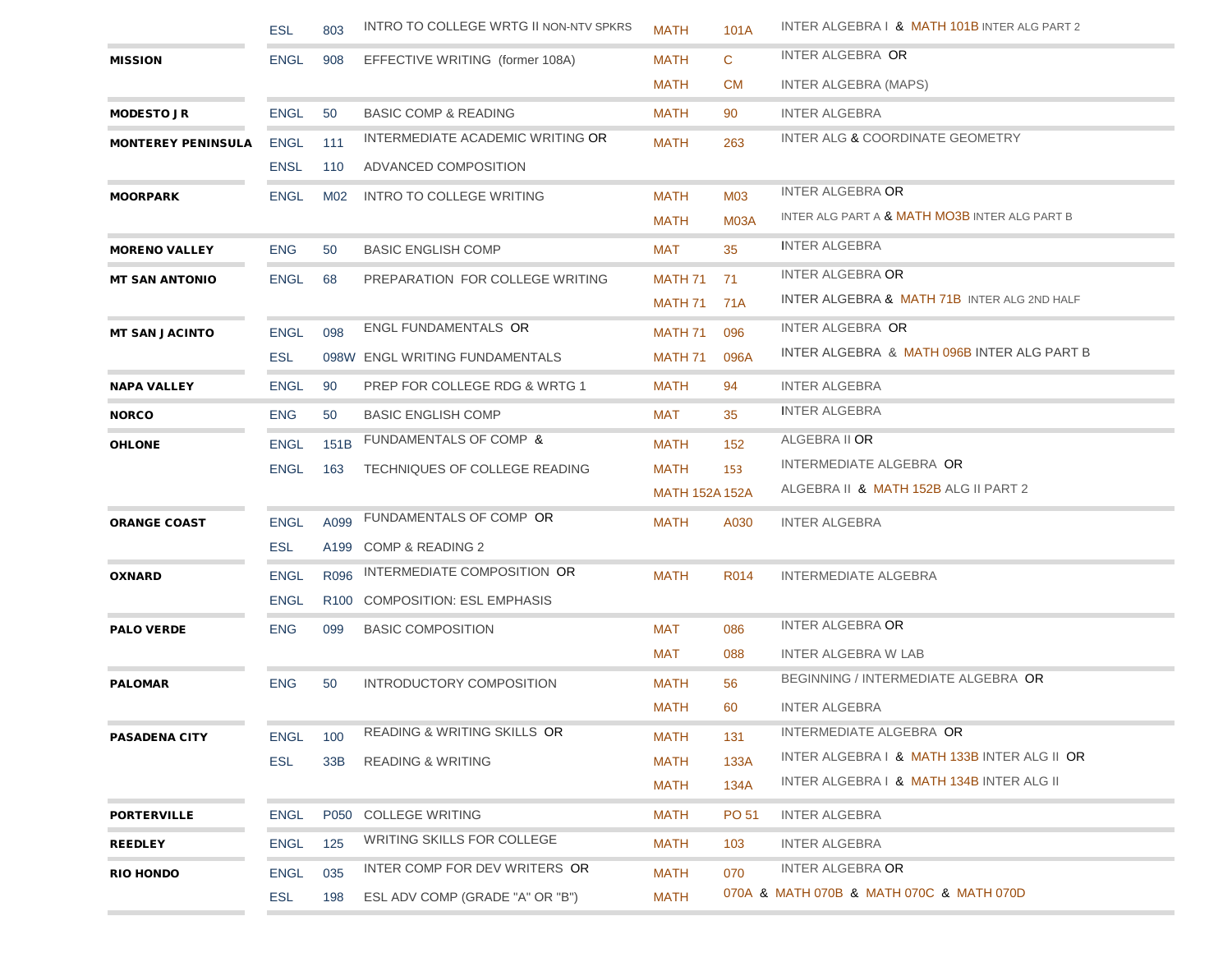| College | Dept | No. | English Course | Dept | No. | Math Course |
|---|---|---|---|---|---|---|
| | ESL | 803 | INTRO TO COLLEGE WRTG II NON-NTV SPKRS | MATH | 101A | INTER ALGEBRA I & MATH 101B INTER ALG PART 2 |
| **MISSION** | ENGL | 908 | EFFECTIVE WRITING (former 108A) | MATH | C | INTER ALGEBRA OR |
| | | | | MATH | CM | INTER ALGEBRA (MAPS) |
| **MODESTO JR** | ENGL | 50 | BASIC COMP & READING | MATH | 90 | INTER ALGEBRA |
| **MONTEREY PENINSULA** | ENGL | 111 | INTERMEDIATE ACADEMIC WRITING OR | MATH | 263 | INTER ALG & COORDINATE GEOMETRY |
| | ENSL | 110 | ADVANCED COMPOSITION | | | |
| **MOORPARK** | ENGL | M02 | INTRO TO COLLEGE WRITING | MATH | M03 | INTER ALGEBRA OR |
| | | | | MATH | M03A | INTER ALG PART A & MATH MO3B INTER ALG PART B |
| **MORENO VALLEY** | ENG | 50 | BASIC ENGLISH COMP | MAT | 35 | INTER ALGEBRA |
| **MT SAN ANTONIO** | ENGL | 68 | PREPARATION FOR COLLEGE WRITING | MATH 71 | 71 | INTER ALGEBRA OR |
| | | | | MATH 71 | 71A | INTER ALGEBRA & MATH 71B INTER ALG 2ND HALF |
| **MT SAN JACINTO** | ENGL | 098 | ENGL FUNDAMENTALS OR | MATH 71 | 096 | INTER ALGEBRA OR |
| | ESL | 098W | ENGL WRITING FUNDAMENTALS | MATH 71 | 096A | INTER ALGEBRA & MATH 096B INTER ALG PART B |
| **NAPA VALLEY** | ENGL | 90 | PREP FOR COLLEGE RDG & WRTG 1 | MATH | 94 | INTER ALGEBRA |
| **NORCO** | ENG | 50 | BASIC ENGLISH COMP | MAT | 35 | INTER ALGEBRA |
| **OHLONE** | ENGL | 151B | FUNDAMENTALS OF COMP & | MATH | 152 | ALGEBRA II OR |
| | ENGL | 163 | TECHNIQUES OF COLLEGE READING | MATH | 153 | INTERMEDIATE ALGEBRA OR |
| | | | | MATH 152A | 152A | ALGEBRA II & MATH 152B ALG II PART 2 |
| **ORANGE COAST** | ENGL | A099 | FUNDAMENTALS OF COMP OR | MATH | A030 | INTER ALGEBRA |
| | ESL | A199 | COMP & READING 2 | | | |
| **OXNARD** | ENGL | R096 | INTERMEDIATE COMPOSITION OR | MATH | R014 | INTERMEDIATE ALGEBRA |
| | ENGL | R100 | COMPOSITION: ESL EMPHASIS | | | |
| **PALO VERDE** | ENG | 099 | BASIC COMPOSITION | MAT | 086 | INTER ALGEBRA OR |
| | | | | MAT | 088 | INTER ALGEBRA W LAB |
| **PALOMAR** | ENG | 50 | INTRODUCTORY COMPOSITION | MATH | 56 | BEGINNING / INTERMEDIATE ALGEBRA OR |
| | | | | MATH | 60 | INTER ALGEBRA |
| **PASADENA CITY** | ENGL | 100 | READING & WRITING SKILLS OR | MATH | 131 | INTERMEDIATE ALGEBRA OR |
| | ESL | 33B | READING & WRITING | MATH | 133A | INTER ALGEBRA I & MATH 133B INTER ALG II OR |
| | | | | MATH | 134A | INTER ALGEBRA I & MATH 134B INTER ALG II |
| **PORTERVILLE** | ENGL | P050 | COLLEGE WRITING | MATH | PO 51 | INTER ALGEBRA |
| **REEDLEY** | ENGL | 125 | WRITING SKILLS FOR COLLEGE | MATH | 103 | INTER ALGEBRA |
| **RIO HONDO** | ENGL | 035 | INTER COMP FOR DEV WRITERS OR | MATH | 070 | INTER ALGEBRA OR |
| | ESL | 198 | ESL ADV COMP (GRADE "A" OR "B") | MATH | 070A | & MATH 070B & MATH 070C & MATH 070D |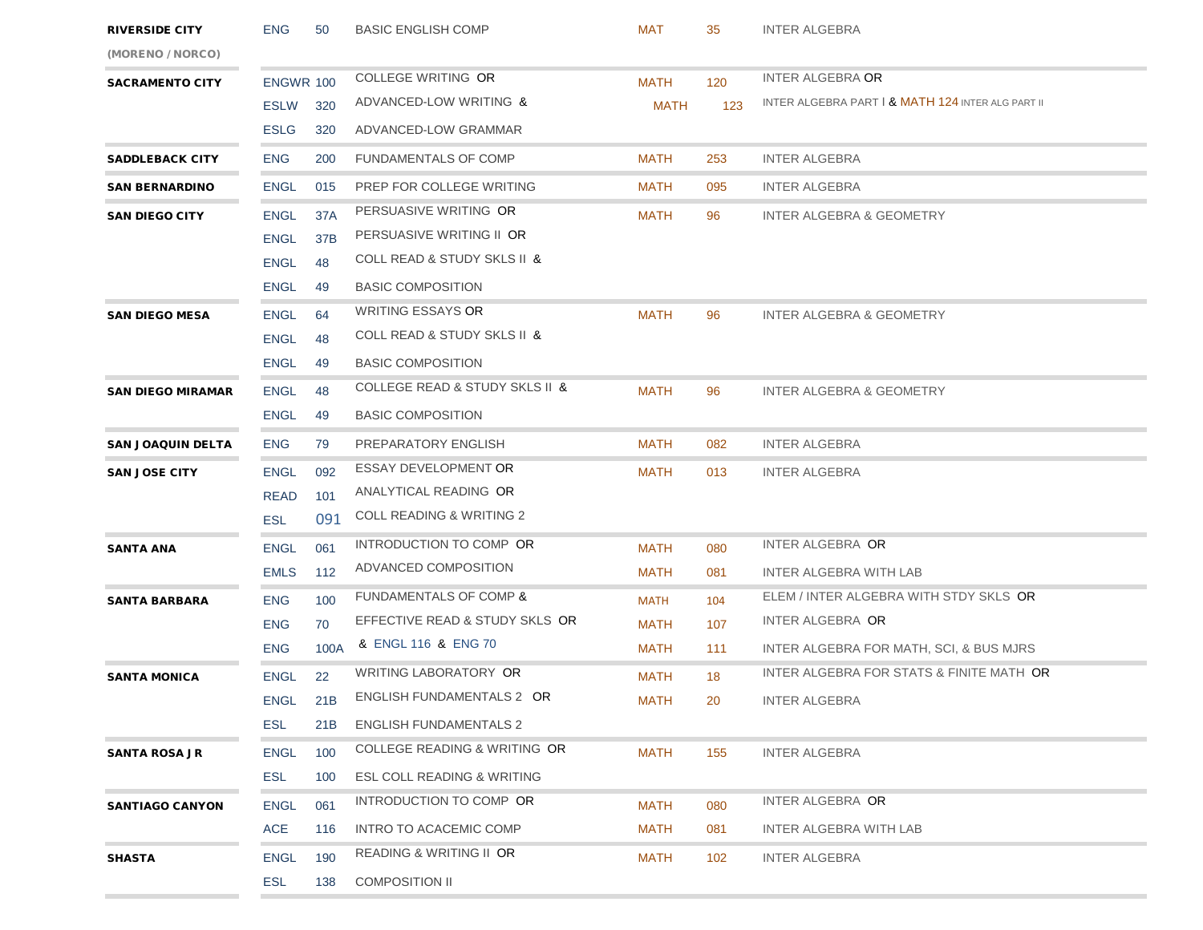| | | | | | | |
|---|---|---|---|---|---|---|
| **RIVERSIDE CITY (MORENO / NORCO)** | ENG | 50 | BASIC ENGLISH COMP | MAT | 35 | INTER ALGEBRA |
| **SACRAMENTO CITY** | ENGWR | 100 | COLLEGE WRITING OR | MATH | 120 | INTER ALGEBRA OR |
| | ESLW | 320 | ADVANCED-LOW WRITING & | MATH | 123 | INTER ALGEBRA PART I & MATH 124 INTER ALG PART II |
| | ESLG | 320 | ADVANCED-LOW GRAMMAR | | | |
| **SADDLEBACK CITY** | ENG | 200 | FUNDAMENTALS OF COMP | MATH | 253 | INTER ALGEBRA |
| **SAN BERNARDINO** | ENGL | 015 | PREP FOR COLLEGE WRITING | MATH | 095 | INTER ALGEBRA |
| **SAN DIEGO CITY** | ENGL | 37A | PERSUASIVE WRITING OR | MATH | 96 | INTER ALGEBRA & GEOMETRY |
| | ENGL | 37B | PERSUASIVE WRITING II OR | | | |
| | ENGL | 48 | COLL READ & STUDY SKLS II & | | | |
| | ENGL | 49 | BASIC COMPOSITION | | | |
| **SAN DIEGO MESA** | ENGL | 64 | WRITING ESSAYS OR | MATH | 96 | INTER ALGEBRA & GEOMETRY |
| | ENGL | 48 | COLL READ & STUDY SKLS II & | | | |
| | ENGL | 49 | BASIC COMPOSITION | | | |
| **SAN DIEGO MIRAMAR** | ENGL | 48 | COLLEGE READ & STUDY SKLS II & | MATH | 96 | INTER ALGEBRA & GEOMETRY |
| | ENGL | 49 | BASIC COMPOSITION | | | |
| **SAN JOAQUIN DELTA** | ENG | 79 | PREPARATORY ENGLISH | MATH | 082 | INTER ALGEBRA |
| **SAN JOSE CITY** | ENGL | 092 | ESSAY DEVELOPMENT OR | MATH | 013 | INTER ALGEBRA |
| | READ | 101 | ANALYTICAL READING OR | | | |
| | ESL | 091 | COLL READING & WRITING 2 | | | |
| **SANTA ANA** | ENGL | 061 | INTRODUCTION TO COMP OR | MATH | 080 | INTER ALGEBRA OR |
| | EMLS | 112 | ADVANCED COMPOSITION | MATH | 081 | INTER ALGEBRA WITH LAB |
| **SANTA BARBARA** | ENG | 100 | FUNDAMENTALS OF COMP & | MATH | 104 | ELEM / INTER ALGEBRA WITH STDY SKLS OR |
| | ENG | 70 | EFFECTIVE READ & STUDY SKLS OR | MATH | 107 | INTER ALGEBRA OR |
| | ENG | 100A | & ENGL 116 & ENG 70 | MATH | 111 | INTER ALGEBRA FOR MATH, SCI, & BUS MJRS |
| **SANTA MONICA** | ENGL | 22 | WRITING LABORATORY OR | MATH | 18 | INTER ALGEBRA FOR STATS & FINITE MATH OR |
| | ENGL | 21B | ENGLISH FUNDAMENTALS 2 OR | MATH | 20 | INTER ALGEBRA |
| | ESL | 21B | ENGLISH FUNDAMENTALS 2 | | | |
| **SANTA ROSA JR** | ENGL | 100 | COLLEGE READING & WRITING OR | MATH | 155 | INTER ALGEBRA |
| | ESL | 100 | ESL COLL READING & WRITING | | | |
| **SANTIAGO CANYON** | ENGL | 061 | INTRODUCTION TO COMP OR | MATH | 080 | INTER ALGEBRA OR |
| | ACE | 116 | INTRO TO ACACEMIC COMP | MATH | 081 | INTER ALGEBRA WITH LAB |
| **SHASTA** | ENGL | 190 | READING & WRITING II OR | MATH | 102 | INTER ALGEBRA |
| | ESL | 138 | COMPOSITION II | | | |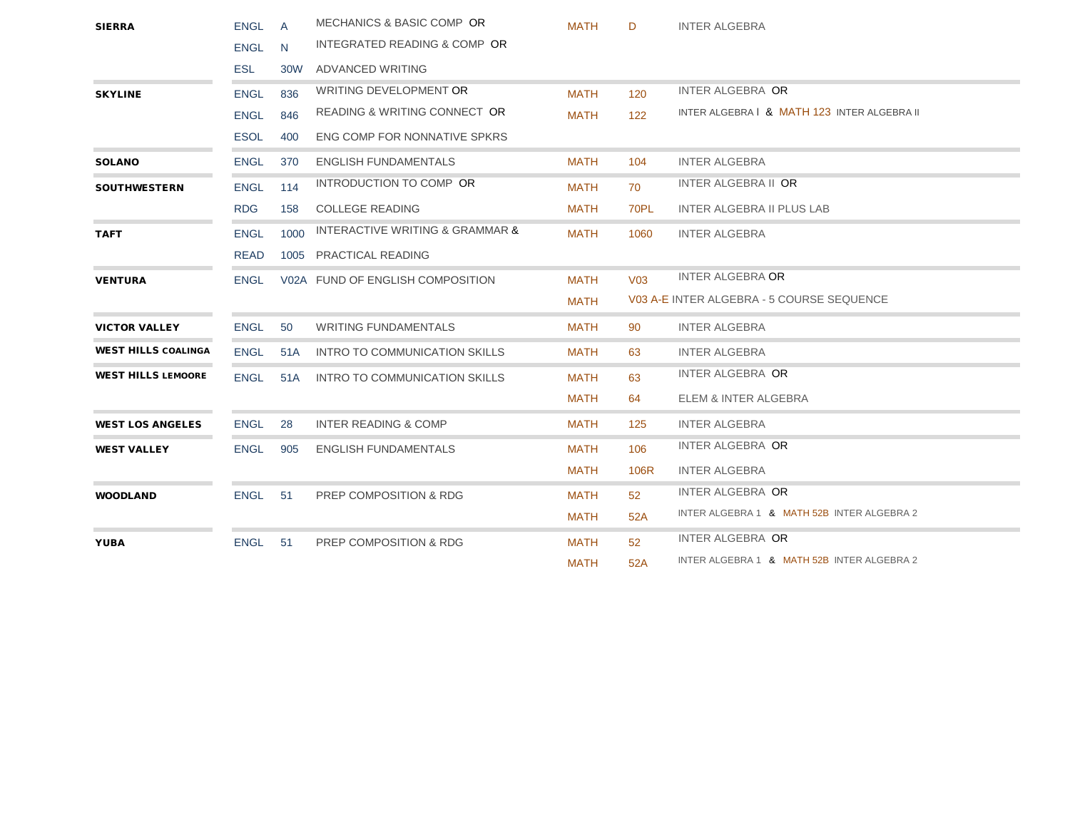| | | | | | | |
|---|---|---|---|---|---|---|
| **SIERRA** | ENGL | A | MECHANICS & BASIC COMP OR | MATH | D | INTER ALGEBRA |
| | ENGL | N | INTEGRATED READING & COMP OR | | | |
| | ESL | 30W | ADVANCED WRITING | | | |
| **SKYLINE** | ENGL | 836 | WRITING DEVELOPMENT OR | MATH | 120 | INTER ALGEBRA OR |
| | ENGL | 846 | READING & WRITING CONNECT OR | MATH | 122 | INTER ALGEBRA I & MATH 123 INTER ALGEBRA II |
| | ESOL | 400 | ENG COMP FOR NONNATIVE SPKRS | | | |
| **SOLANO** | ENGL | 370 | ENGLISH FUNDAMENTALS | MATH | 104 | INTER ALGEBRA |
| **SOUTHWESTERN** | ENGL | 114 | INTRODUCTION TO COMP OR | MATH | 70 | INTER ALGEBRA II OR |
| | RDG | 158 | COLLEGE READING | MATH | 70PL | INTER ALGEBRA II PLUS LAB |
| **TAFT** | ENGL | 1000 | INTERACTIVE WRITING & GRAMMAR & | MATH | 1060 | INTER ALGEBRA |
| | READ | 1005 | PRACTICAL READING | | | |
| **VENTURA** | ENGL | V02A | FUND OF ENGLISH COMPOSITION | MATH | V03 | INTER ALGEBRA OR |
| | | | | MATH | V03 A-E | INTER ALGEBRA - 5 COURSE SEQUENCE |
| **VICTOR VALLEY** | ENGL | 50 | WRITING FUNDAMENTALS | MATH | 90 | INTER ALGEBRA |
| **WEST HILLS COALINGA** | ENGL | 51A | INTRO TO COMMUNICATION SKILLS | MATH | 63 | INTER ALGEBRA |
| **WEST HILLS LEMOORE** | ENGL | 51A | INTRO TO COMMUNICATION SKILLS | MATH | 63 | INTER ALGEBRA OR |
| | | | | MATH | 64 | ELEM & INTER ALGEBRA |
| **WEST LOS ANGELES** | ENGL | 28 | INTER READING & COMP | MATH | 125 | INTER ALGEBRA |
| **WEST VALLEY** | ENGL | 905 | ENGLISH FUNDAMENTALS | MATH | 106 | INTER ALGEBRA OR |
| | | | | MATH | 106R | INTER ALGEBRA |
| **WOODLAND** | ENGL | 51 | PREP COMPOSITION & RDG | MATH | 52 | INTER ALGEBRA OR |
| | | | | MATH | 52A | INTER ALGEBRA 1 & MATH 52B INTER ALGEBRA 2 |
| **YUBA** | ENGL | 51 | PREP COMPOSITION & RDG | MATH | 52 | INTER ALGEBRA OR |
| | | | | MATH | 52A | INTER ALGEBRA 1 & MATH 52B INTER ALGEBRA 2 |